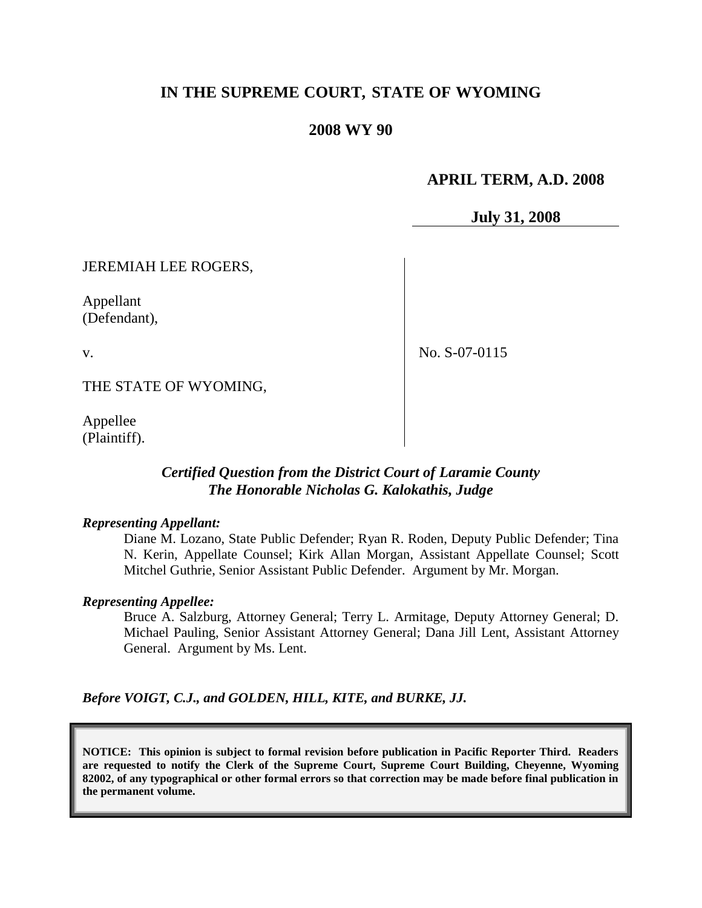# IN THE SUPREME COURT, STATE OF WYOMING

## 2008 WY 90

**APRIL TERM, A.D. 2008**

**July 31, 2008**

JEREMIAH LEE ROGERS,

Appellant
(Defendant),

v.

THE STATE OF WYOMING,

Appellee
(Plaintiff).

No. S-07-0115

***Certified Question from the District Court of Laramie County***
***The Honorable Nicholas G. Kalokathis, Judge***

***Representing Appellant:***

Diane M. Lozano, State Public Defender; Ryan R. Roden, Deputy Public Defender; Tina N. Kerin, Appellate Counsel; Kirk Allan Morgan, Assistant Appellate Counsel; Scott Mitchel Guthrie, Senior Assistant Public Defender. Argument by Mr. Morgan.

***Representing Appellee:***

Bruce A. Salzburg, Attorney General; Terry L. Armitage, Deputy Attorney General; D. Michael Pauling, Senior Assistant Attorney General; Dana Jill Lent, Assistant Attorney General. Argument by Ms. Lent.

***Before VOIGT, C.J., and GOLDEN, HILL, KITE, and BURKE, JJ.***

**NOTICE: This opinion is subject to formal revision before publication in Pacific Reporter Third. Readers are requested to notify the Clerk of the Supreme Court, Supreme Court Building, Cheyenne, Wyoming 82002, of any typographical or other formal errors so that correction may be made before final publication in the permanent volume.**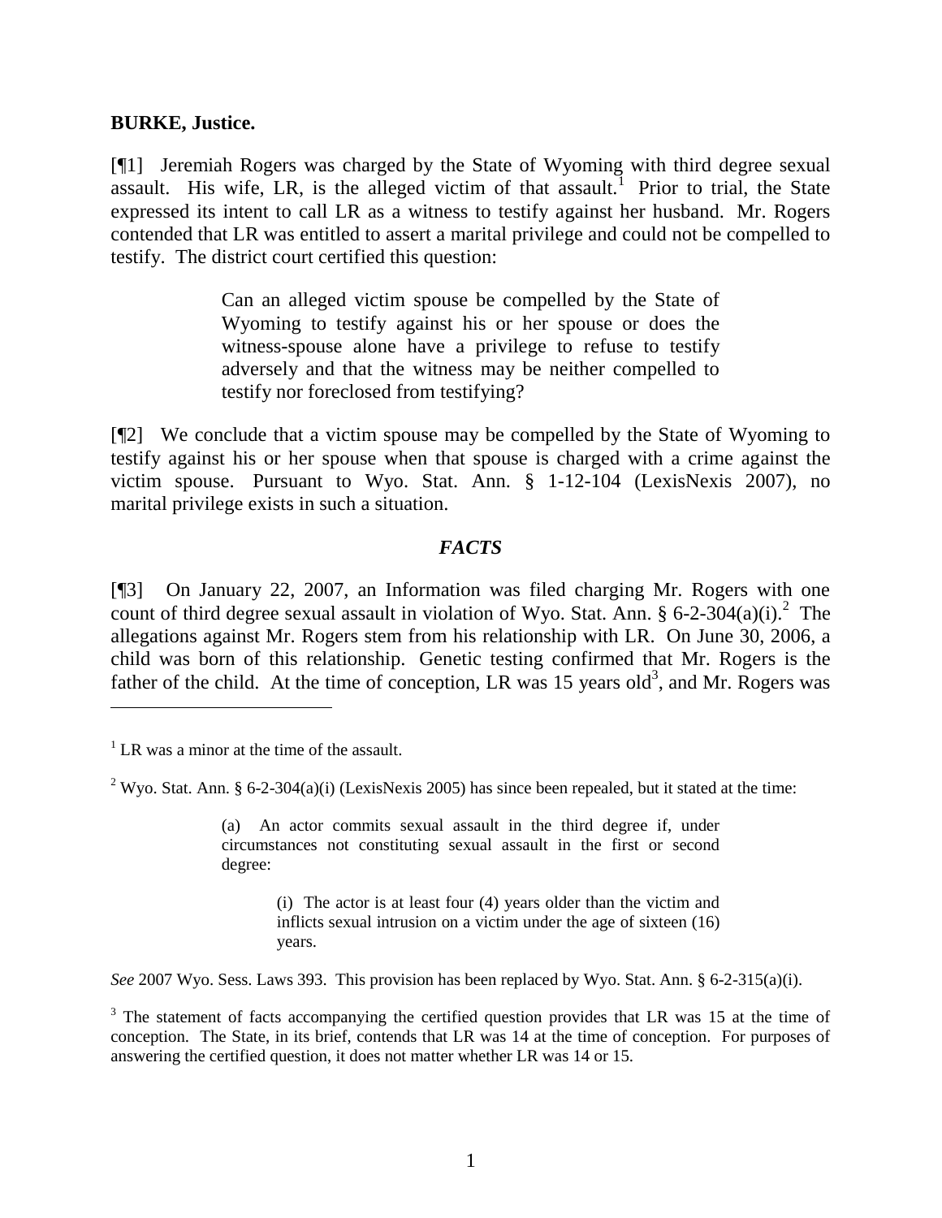**BURKE, Justice.**

[¶1] Jeremiah Rogers was charged by the State of Wyoming with third degree sexual assault. His wife, LR, is the alleged victim of that assault.[1] Prior to trial, the State expressed its intent to call LR as a witness to testify against her husband. Mr. Rogers contended that LR was entitled to assert a marital privilege and could not be compelled to testify. The district court certified this question:

> Can an alleged victim spouse be compelled by the State of Wyoming to testify against his or her spouse or does the witness-spouse alone have a privilege to refuse to testify adversely and that the witness may be neither compelled to testify nor foreclosed from testifying?

[¶2] We conclude that a victim spouse may be compelled by the State of Wyoming to testify against his or her spouse when that spouse is charged with a crime against the victim spouse. Pursuant to Wyo. Stat. Ann. § 1-12-104 (LexisNexis 2007), no marital privilege exists in such a situation.

## *FACTS*

[¶3] On January 22, 2007, an Information was filed charging Mr. Rogers with one count of third degree sexual assault in violation of Wyo. Stat. Ann. § 6-2-304(a)(i).[2] The allegations against Mr. Rogers stem from his relationship with LR. On June 30, 2006, a child was born of this relationship. Genetic testing confirmed that Mr. Rogers is the father of the child. At the time of conception, LR was 15 years old[3], and Mr. Rogers was

---

[1] LR was a minor at the time of the assault.

[2] Wyo. Stat. Ann. § 6-2-304(a)(i) (LexisNexis 2005) has since been repealed, but it stated at the time:

> (a) An actor commits sexual assault in the third degree if, under circumstances not constituting sexual assault in the first or second degree:
>
> > (i) The actor is at least four (4) years older than the victim and inflicts sexual intrusion on a victim under the age of sixteen (16) years.

*See* 2007 Wyo. Sess. Laws 393. This provision has been replaced by Wyo. Stat. Ann. § 6-2-315(a)(i).

[3] The statement of facts accompanying the certified question provides that LR was 15 at the time of conception. The State, in its brief, contends that LR was 14 at the time of conception. For purposes of answering the certified question, it does not matter whether LR was 14 or 15.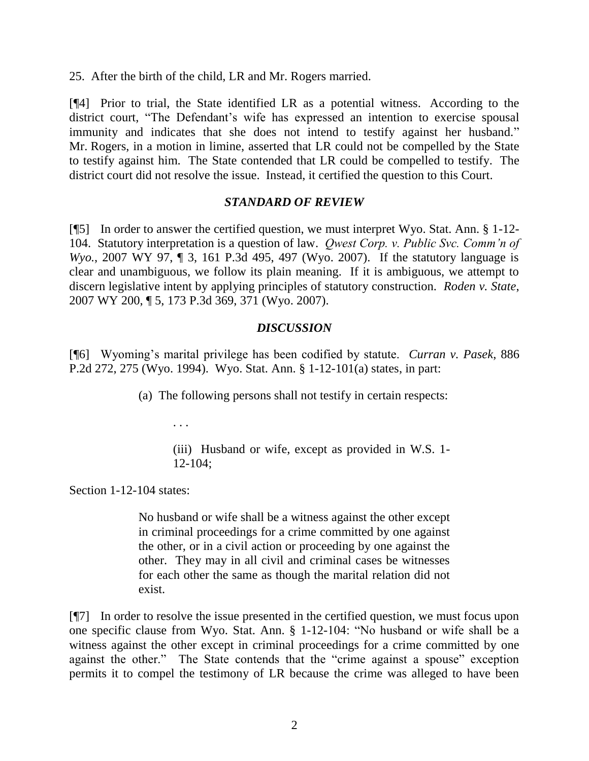25. After the birth of the child, LR and Mr. Rogers married.

[¶4] Prior to trial, the State identified LR as a potential witness. According to the district court, "The Defendant's wife has expressed an intention to exercise spousal immunity and indicates that she does not intend to testify against her husband." Mr. Rogers, in a motion in limine, asserted that LR could not be compelled by the State to testify against him. The State contended that LR could be compelled to testify. The district court did not resolve the issue. Instead, it certified the question to this Court.

## *STANDARD OF REVIEW*

[¶5] In order to answer the certified question, we must interpret Wyo. Stat. Ann. § 1-12-104. Statutory interpretation is a question of law. *Qwest Corp. v. Public Svc. Comm'n of Wyo.*, 2007 WY 97, ¶ 3, 161 P.3d 495, 497 (Wyo. 2007). If the statutory language is clear and unambiguous, we follow its plain meaning. If it is ambiguous, we attempt to discern legislative intent by applying principles of statutory construction. *Roden v. State*, 2007 WY 200, ¶ 5, 173 P.3d 369, 371 (Wyo. 2007).

## *DISCUSSION*

[¶6] Wyoming's marital privilege has been codified by statute. *Curran v. Pasek*, 886 P.2d 272, 275 (Wyo. 1994). Wyo. Stat. Ann. § 1-12-101(a) states, in part:

> (a) The following persons shall not testify in certain respects:
>
> . . .
>
> (iii) Husband or wife, except as provided in W.S. 1-12-104;

Section 1-12-104 states:

> No husband or wife shall be a witness against the other except in criminal proceedings for a crime committed by one against the other, or in a civil action or proceeding by one against the other. They may in all civil and criminal cases be witnesses for each other the same as though the marital relation did not exist.

[¶7] In order to resolve the issue presented in the certified question, we must focus upon one specific clause from Wyo. Stat. Ann. § 1-12-104: "No husband or wife shall be a witness against the other except in criminal proceedings for a crime committed by one against the other." The State contends that the "crime against a spouse" exception permits it to compel the testimony of LR because the crime was alleged to have been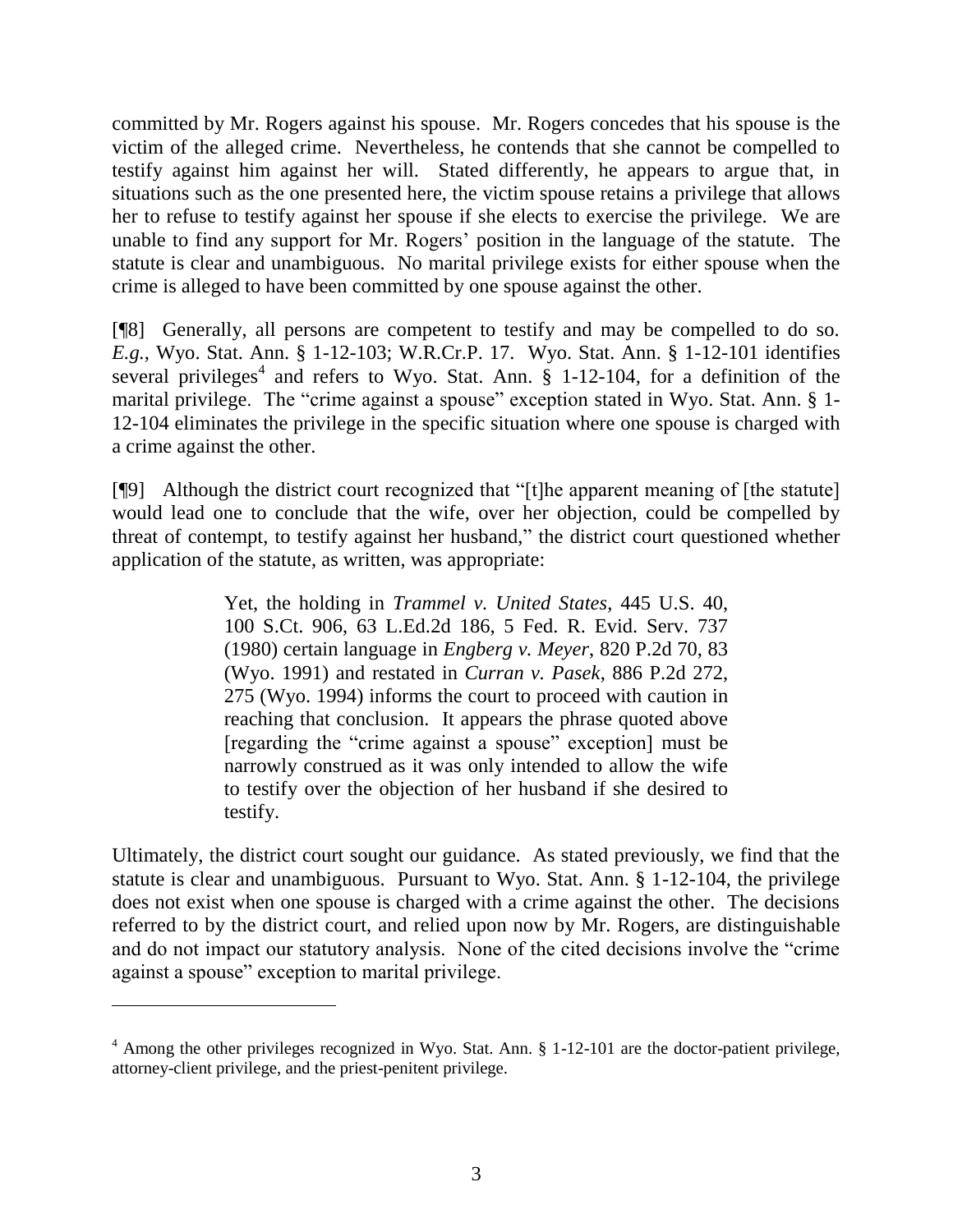committed by Mr. Rogers against his spouse. Mr. Rogers concedes that his spouse is the victim of the alleged crime. Nevertheless, he contends that she cannot be compelled to testify against him against her will. Stated differently, he appears to argue that, in situations such as the one presented here, the victim spouse retains a privilege that allows her to refuse to testify against her spouse if she elects to exercise the privilege. We are unable to find any support for Mr. Rogers' position in the language of the statute. The statute is clear and unambiguous. No marital privilege exists for either spouse when the crime is alleged to have been committed by one spouse against the other.

[¶8] Generally, all persons are competent to testify and may be compelled to do so. *E.g.*, Wyo. Stat. Ann. § 1-12-103; W.R.Cr.P. 17. Wyo. Stat. Ann. § 1-12-101 identifies several privileges[4] and refers to Wyo. Stat. Ann. § 1-12-104, for a definition of the marital privilege. The "crime against a spouse" exception stated in Wyo. Stat. Ann. § 1-12-104 eliminates the privilege in the specific situation where one spouse is charged with a crime against the other.

[¶9] Although the district court recognized that "[t]he apparent meaning of [the statute] would lead one to conclude that the wife, over her objection, could be compelled by threat of contempt, to testify against her husband," the district court questioned whether application of the statute, as written, was appropriate:

> Yet, the holding in *Trammel v. United States*, 445 U.S. 40, 100 S.Ct. 906, 63 L.Ed.2d 186, 5 Fed. R. Evid. Serv. 737 (1980) certain language in *Engberg v. Meyer*, 820 P.2d 70, 83 (Wyo. 1991) and restated in *Curran v. Pasek*, 886 P.2d 272, 275 (Wyo. 1994) informs the court to proceed with caution in reaching that conclusion. It appears the phrase quoted above [regarding the "crime against a spouse" exception] must be narrowly construed as it was only intended to allow the wife to testify over the objection of her husband if she desired to testify.

Ultimately, the district court sought our guidance. As stated previously, we find that the statute is clear and unambiguous. Pursuant to Wyo. Stat. Ann. § 1-12-104, the privilege does not exist when one spouse is charged with a crime against the other. The decisions referred to by the district court, and relied upon now by Mr. Rogers, are distinguishable and do not impact our statutory analysis. None of the cited decisions involve the "crime against a spouse" exception to marital privilege.

---

[4] Among the other privileges recognized in Wyo. Stat. Ann. § 1-12-101 are the doctor-patient privilege, attorney-client privilege, and the priest-penitent privilege.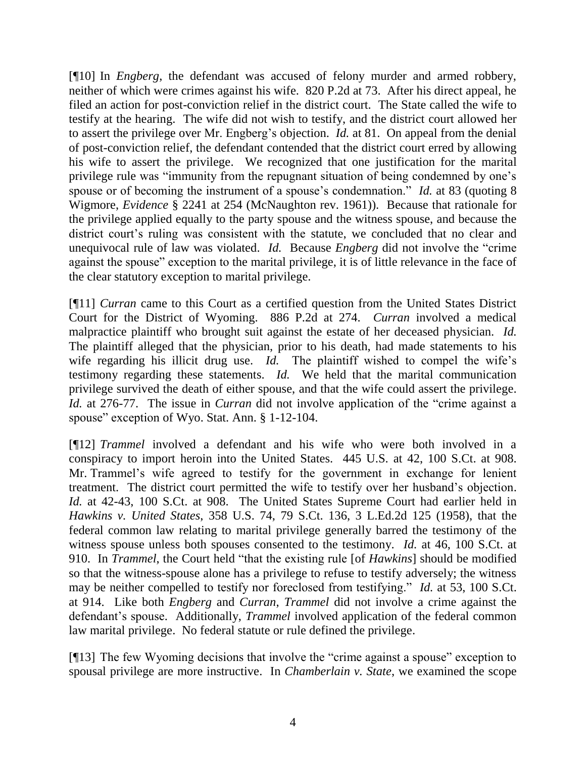[¶10] In *Engberg*, the defendant was accused of felony murder and armed robbery, neither of which were crimes against his wife. 820 P.2d at 73. After his direct appeal, he filed an action for post-conviction relief in the district court. The State called the wife to testify at the hearing. The wife did not wish to testify, and the district court allowed her to assert the privilege over Mr. Engberg's objection. *Id.* at 81. On appeal from the denial of post-conviction relief, the defendant contended that the district court erred by allowing his wife to assert the privilege. We recognized that one justification for the marital privilege rule was "immunity from the repugnant situation of being condemned by one's spouse or of becoming the instrument of a spouse's condemnation." *Id.* at 83 (quoting 8 Wigmore, *Evidence* § 2241 at 254 (McNaughton rev. 1961)). Because that rationale for the privilege applied equally to the party spouse and the witness spouse, and because the district court's ruling was consistent with the statute, we concluded that no clear and unequivocal rule of law was violated. *Id.* Because *Engberg* did not involve the "crime against the spouse" exception to the marital privilege, it is of little relevance in the face of the clear statutory exception to marital privilege.

[¶11] *Curran* came to this Court as a certified question from the United States District Court for the District of Wyoming. 886 P.2d at 274. *Curran* involved a medical malpractice plaintiff who brought suit against the estate of her deceased physician. *Id.* The plaintiff alleged that the physician, prior to his death, had made statements to his wife regarding his illicit drug use. *Id.* The plaintiff wished to compel the wife's testimony regarding these statements. *Id.* We held that the marital communication privilege survived the death of either spouse, and that the wife could assert the privilege. *Id.* at 276-77. The issue in *Curran* did not involve application of the "crime against a spouse" exception of Wyo. Stat. Ann. § 1-12-104.

[¶12] *Trammel* involved a defendant and his wife who were both involved in a conspiracy to import heroin into the United States. 445 U.S. at 42, 100 S.Ct. at 908. Mr. Trammel's wife agreed to testify for the government in exchange for lenient treatment. The district court permitted the wife to testify over her husband's objection. *Id.* at 42-43, 100 S.Ct. at 908. The United States Supreme Court had earlier held in *Hawkins v. United States*, 358 U.S. 74, 79 S.Ct. 136, 3 L.Ed.2d 125 (1958), that the federal common law relating to marital privilege generally barred the testimony of the witness spouse unless both spouses consented to the testimony. *Id.* at 46, 100 S.Ct. at 910. In *Trammel*, the Court held "that the existing rule [of *Hawkins*] should be modified so that the witness-spouse alone has a privilege to refuse to testify adversely; the witness may be neither compelled to testify nor foreclosed from testifying." *Id.* at 53, 100 S.Ct. at 914. Like both *Engberg* and *Curran*, *Trammel* did not involve a crime against the defendant's spouse. Additionally, *Trammel* involved application of the federal common law marital privilege. No federal statute or rule defined the privilege.

[¶13] The few Wyoming decisions that involve the "crime against a spouse" exception to spousal privilege are more instructive. In *Chamberlain v. State*, we examined the scope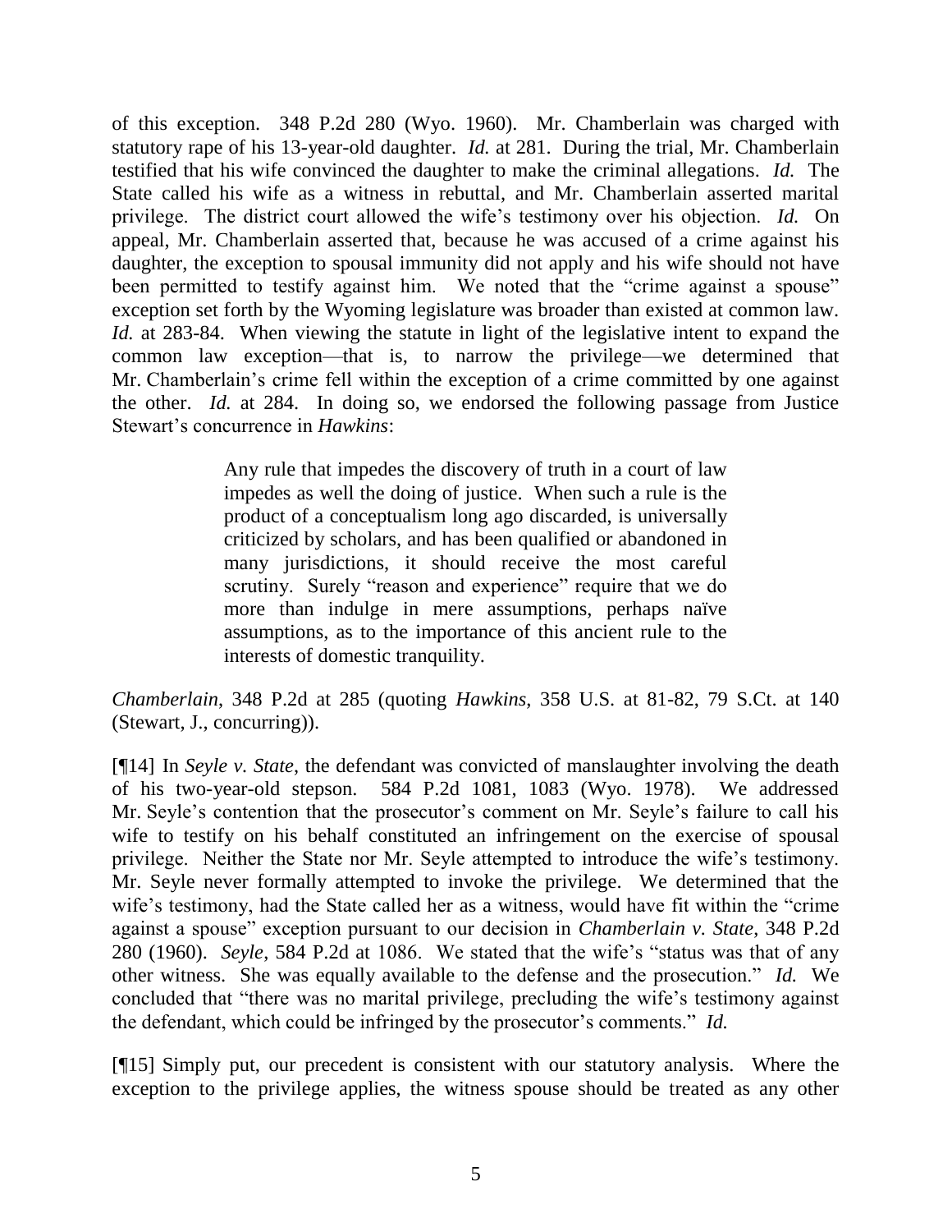of this exception. 348 P.2d 280 (Wyo. 1960). Mr. Chamberlain was charged with statutory rape of his 13-year-old daughter. *Id.* at 281. During the trial, Mr. Chamberlain testified that his wife convinced the daughter to make the criminal allegations. *Id.* The State called his wife as a witness in rebuttal, and Mr. Chamberlain asserted marital privilege. The district court allowed the wife's testimony over his objection. *Id.* On appeal, Mr. Chamberlain asserted that, because he was accused of a crime against his daughter, the exception to spousal immunity did not apply and his wife should not have been permitted to testify against him. We noted that the "crime against a spouse" exception set forth by the Wyoming legislature was broader than existed at common law. *Id.* at 283-84. When viewing the statute in light of the legislative intent to expand the common law exception—that is, to narrow the privilege—we determined that Mr. Chamberlain's crime fell within the exception of a crime committed by one against the other. *Id.* at 284. In doing so, we endorsed the following passage from Justice Stewart's concurrence in *Hawkins*:

> Any rule that impedes the discovery of truth in a court of law impedes as well the doing of justice. When such a rule is the product of a conceptualism long ago discarded, is universally criticized by scholars, and has been qualified or abandoned in many jurisdictions, it should receive the most careful scrutiny. Surely "reason and experience" require that we do more than indulge in mere assumptions, perhaps naïve assumptions, as to the importance of this ancient rule to the interests of domestic tranquility.

*Chamberlain*, 348 P.2d at 285 (quoting *Hawkins*, 358 U.S. at 81-82, 79 S.Ct. at 140 (Stewart, J., concurring)).

[¶14] In *Seyle v. State*, the defendant was convicted of manslaughter involving the death of his two-year-old stepson. 584 P.2d 1081, 1083 (Wyo. 1978). We addressed Mr. Seyle's contention that the prosecutor's comment on Mr. Seyle's failure to call his wife to testify on his behalf constituted an infringement on the exercise of spousal privilege. Neither the State nor Mr. Seyle attempted to introduce the wife's testimony. Mr. Seyle never formally attempted to invoke the privilege. We determined that the wife's testimony, had the State called her as a witness, would have fit within the "crime against a spouse" exception pursuant to our decision in *Chamberlain v. State*, 348 P.2d 280 (1960). *Seyle*, 584 P.2d at 1086. We stated that the wife's "status was that of any other witness. She was equally available to the defense and the prosecution." *Id.* We concluded that "there was no marital privilege, precluding the wife's testimony against the defendant, which could be infringed by the prosecutor's comments." *Id.*

[¶15] Simply put, our precedent is consistent with our statutory analysis. Where the exception to the privilege applies, the witness spouse should be treated as any other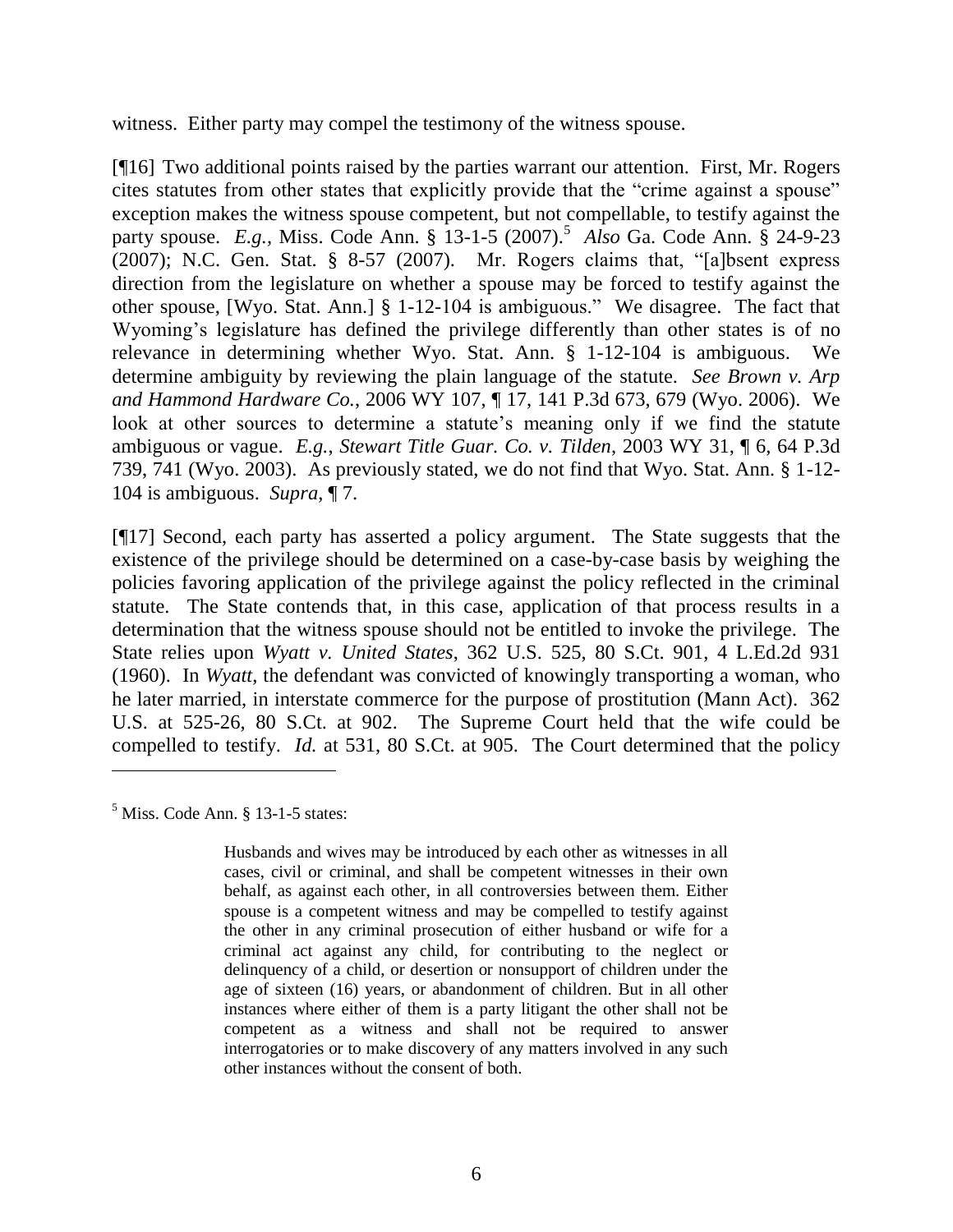witness. Either party may compel the testimony of the witness spouse.

[¶16] Two additional points raised by the parties warrant our attention. First, Mr. Rogers cites statutes from other states that explicitly provide that the "crime against a spouse" exception makes the witness spouse competent, but not compellable, to testify against the party spouse. *E.g.*, Miss. Code Ann. § 13-1-5 (2007).[5] *Also* Ga. Code Ann. § 24-9-23 (2007); N.C. Gen. Stat. § 8-57 (2007). Mr. Rogers claims that, "[a]bsent express direction from the legislature on whether a spouse may be forced to testify against the other spouse, [Wyo. Stat. Ann.] § 1-12-104 is ambiguous." We disagree. The fact that Wyoming's legislature has defined the privilege differently than other states is of no relevance in determining whether Wyo. Stat. Ann. § 1-12-104 is ambiguous. We determine ambiguity by reviewing the plain language of the statute. *See Brown v. Arp and Hammond Hardware Co.*, 2006 WY 107, ¶ 17, 141 P.3d 673, 679 (Wyo. 2006). We look at other sources to determine a statute's meaning only if we find the statute ambiguous or vague. *E.g.*, *Stewart Title Guar. Co. v. Tilden*, 2003 WY 31, ¶ 6, 64 P.3d 739, 741 (Wyo. 2003). As previously stated, we do not find that Wyo. Stat. Ann. § 1-12-104 is ambiguous. *Supra*, ¶ 7.

[¶17] Second, each party has asserted a policy argument. The State suggests that the existence of the privilege should be determined on a case-by-case basis by weighing the policies favoring application of the privilege against the policy reflected in the criminal statute. The State contends that, in this case, application of that process results in a determination that the witness spouse should not be entitled to invoke the privilege. The State relies upon *Wyatt v. United States*, 362 U.S. 525, 80 S.Ct. 901, 4 L.Ed.2d 931 (1960). In *Wyatt*, the defendant was convicted of knowingly transporting a woman, who he later married, in interstate commerce for the purpose of prostitution (Mann Act). 362 U.S. at 525-26, 80 S.Ct. at 902. The Supreme Court held that the wife could be compelled to testify. *Id.* at 531, 80 S.Ct. at 905. The Court determined that the policy

---

[5] Miss. Code Ann. § 13-1-5 states:

> Husbands and wives may be introduced by each other as witnesses in all cases, civil or criminal, and shall be competent witnesses in their own behalf, as against each other, in all controversies between them. Either spouse is a competent witness and may be compelled to testify against the other in any criminal prosecution of either husband or wife for a criminal act against any child, for contributing to the neglect or delinquency of a child, or desertion or nonsupport of children under the age of sixteen (16) years, or abandonment of children. But in all other instances where either of them is a party litigant the other shall not be competent as a witness and shall not be required to answer interrogatories or to make discovery of any matters involved in any such other instances without the consent of both.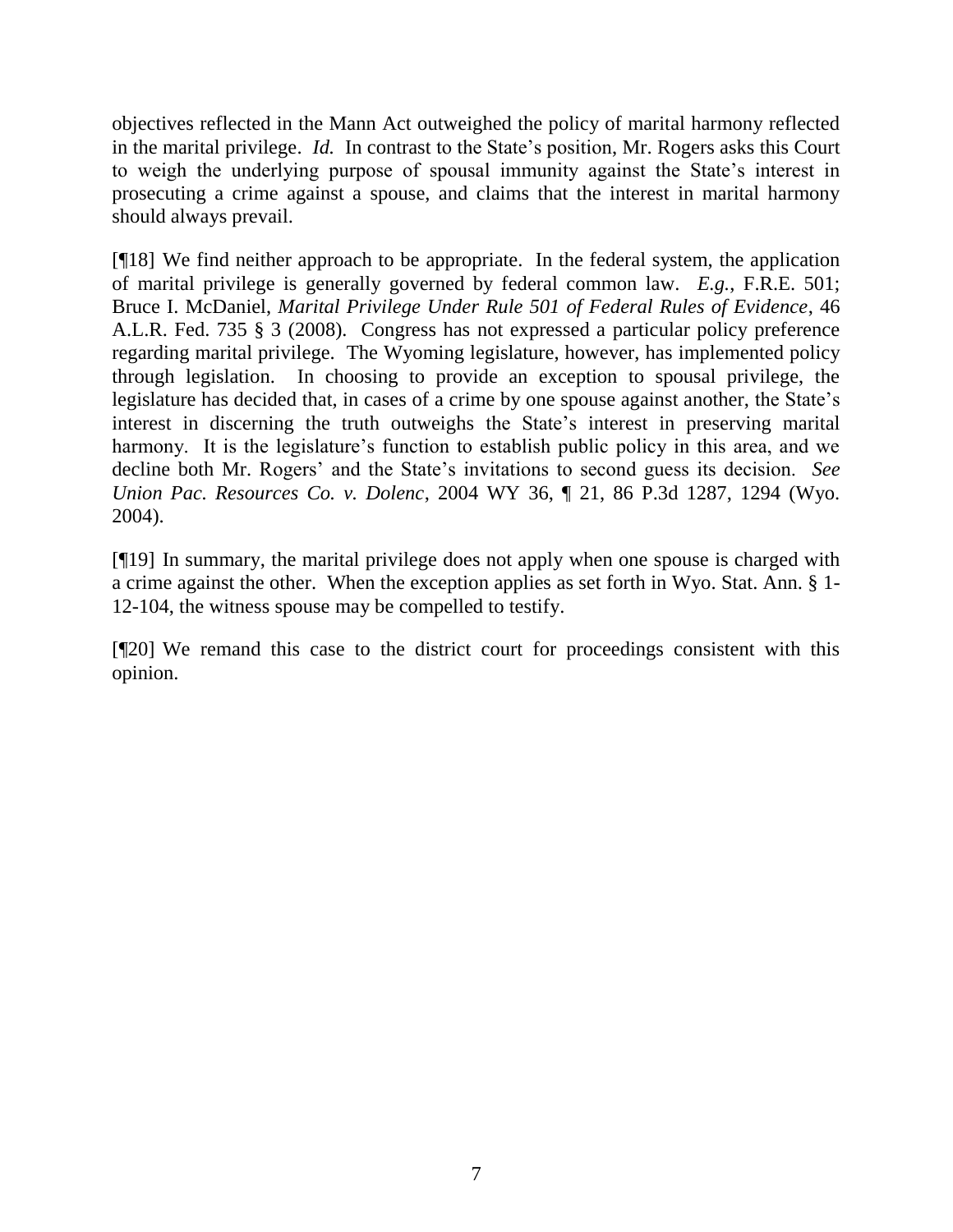objectives reflected in the Mann Act outweighed the policy of marital harmony reflected in the marital privilege. *Id.* In contrast to the State's position, Mr. Rogers asks this Court to weigh the underlying purpose of spousal immunity against the State's interest in prosecuting a crime against a spouse, and claims that the interest in marital harmony should always prevail.

[¶18] We find neither approach to be appropriate. In the federal system, the application of marital privilege is generally governed by federal common law. *E.g.*, F.R.E. 501; Bruce I. McDaniel, *Marital Privilege Under Rule 501 of Federal Rules of Evidence*, 46 A.L.R. Fed. 735 § 3 (2008). Congress has not expressed a particular policy preference regarding marital privilege. The Wyoming legislature, however, has implemented policy through legislation. In choosing to provide an exception to spousal privilege, the legislature has decided that, in cases of a crime by one spouse against another, the State's interest in discerning the truth outweighs the State's interest in preserving marital harmony. It is the legislature's function to establish public policy in this area, and we decline both Mr. Rogers' and the State's invitations to second guess its decision. *See Union Pac. Resources Co. v. Dolenc*, 2004 WY 36, ¶ 21, 86 P.3d 1287, 1294 (Wyo. 2004).

[¶19] In summary, the marital privilege does not apply when one spouse is charged with a crime against the other. When the exception applies as set forth in Wyo. Stat. Ann. § 1-12-104, the witness spouse may be compelled to testify.

[¶20] We remand this case to the district court for proceedings consistent with this opinion.